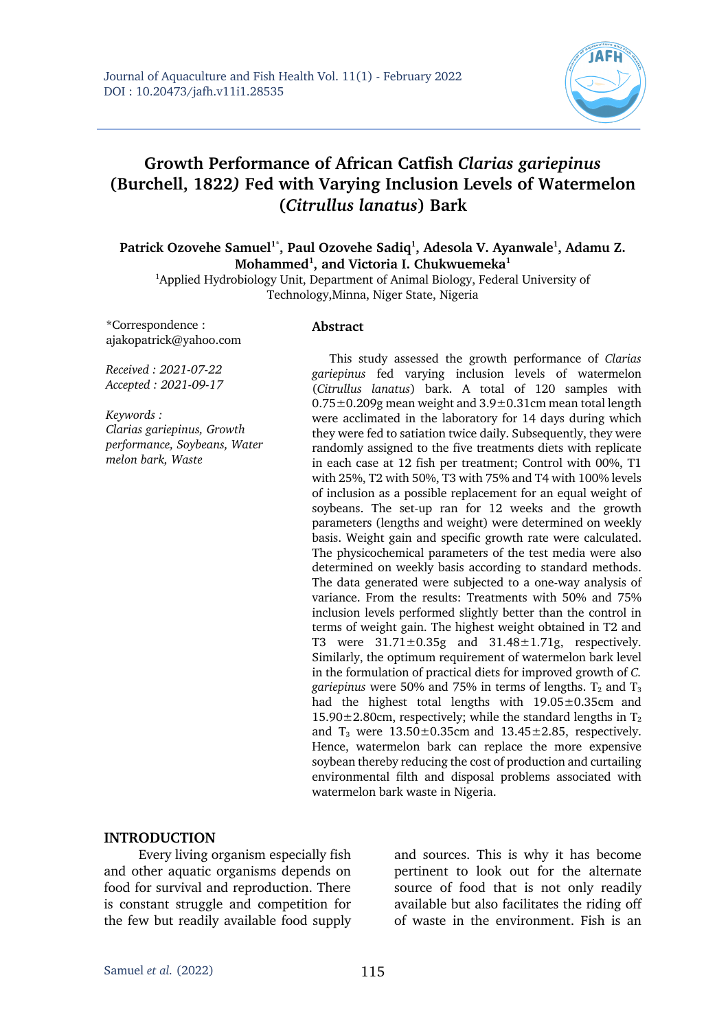# Growth Performance of African Catfish *Clarias gariepinus* (Burchell, 1822*)* Fed with Varying Inclusion Levels of Watermelon (*Citrullus lanatus*) Bark

**Patrick Ozovehe Samuel[1*], Paul Ozovehe Sadiq[1], Adesola V. Ayanwale[1], Adamu Z. Mohammed[1], and Victoria I. Chukwuemeka[1]**

[1]Applied Hydrobiology Unit, Department of Animal Biology, Federal University of Technology,Minna, Niger State, Nigeria

*Correspondence : ajakopatrick@yahoo.com

*Received : 2021-07-22*
*Accepted : 2021-09-17*

*Keywords : Clarias gariepinus, Growth performance, Soybeans, Water melon bark, Waste*

## Abstract

This study assessed the growth performance of *Clarias gariepinus* fed varying inclusion levels of watermelon (*Citrullus lanatus*) bark. A total of 120 samples with 0.75±0.209g mean weight and 3.9±0.31cm mean total length were acclimated in the laboratory for 14 days during which they were fed to satiation twice daily. Subsequently, they were randomly assigned to the five treatments diets with replicate in each case at 12 fish per treatment; Control with 00%, T1 with 25%, T2 with 50%, T3 with 75% and T4 with 100% levels of inclusion as a possible replacement for an equal weight of soybeans. The set-up ran for 12 weeks and the growth parameters (lengths and weight) were determined on weekly basis. Weight gain and specific growth rate were calculated. The physicochemical parameters of the test media were also determined on weekly basis according to standard methods. The data generated were subjected to a one-way analysis of variance. From the results: Treatments with 50% and 75% inclusion levels performed slightly better than the control in terms of weight gain. The highest weight obtained in T2 and T3 were 31.71±0.35g and 31.48±1.71g, respectively. Similarly, the optimum requirement of watermelon bark level in the formulation of practical diets for improved growth of *C. gariepinus* were 50% and 75% in terms of lengths. $T_2$ and $T_3$ had the highest total lengths with 19.05±0.35cm and 15.90±2.80cm, respectively; while the standard lengths in $T_2$ and $T_3$ were 13.50±0.35cm and 13.45±2.85, respectively. Hence, watermelon bark can replace the more expensive soybean thereby reducing the cost of production and curtailing environmental filth and disposal problems associated with watermelon bark waste in Nigeria.

## INTRODUCTION

Every living organism especially fish and other aquatic organisms depends on food for survival and reproduction. There is constant struggle and competition for the few but readily available food supply and sources. This is why it has become pertinent to look out for the alternate source of food that is not only readily available but also facilitates the riding off of waste in the environment. Fish is an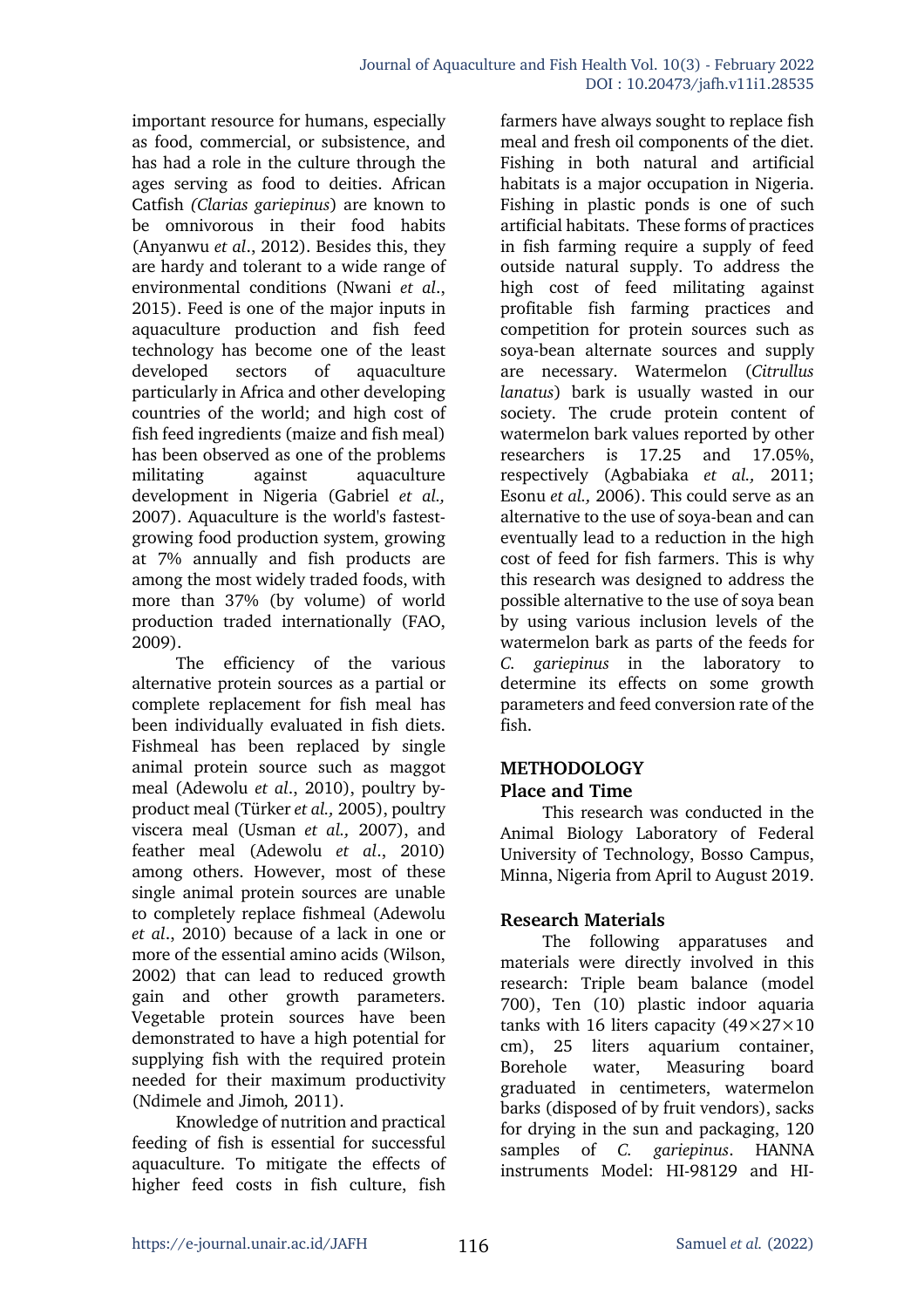important resource for humans, especially as food, commercial, or subsistence, and has had a role in the culture through the ages serving as food to deities. African Catfish *(Clarias gariepinus*) are known to be omnivorous in their food habits (Anyanwu *et al*., 2012). Besides this, they are hardy and tolerant to a wide range of environmental conditions (Nwani *et al*., 2015). Feed is one of the major inputs in aquaculture production and fish feed technology has become one of the least developed sectors of aquaculture particularly in Africa and other developing countries of the world; and high cost of fish feed ingredients (maize and fish meal) has been observed as one of the problems militating against aquaculture development in Nigeria (Gabriel *et al.,* 2007). Aquaculture is the world's fastest-growing food production system, growing at 7% annually and fish products are among the most widely traded foods, with more than 37% (by volume) of world production traded internationally (FAO, 2009).

The efficiency of the various alternative protein sources as a partial or complete replacement for fish meal has been individually evaluated in fish diets. Fishmeal has been replaced by single animal protein source such as maggot meal (Adewolu *et al*., 2010), poultry by-product meal (Türker *et al.,* 2005), poultry viscera meal (Usman *et al.,* 2007), and feather meal (Adewolu *et al*., 2010) among others. However, most of these single animal protein sources are unable to completely replace fishmeal (Adewolu *et al*., 2010) because of a lack in one or more of the essential amino acids (Wilson, 2002) that can lead to reduced growth gain and other growth parameters. Vegetable protein sources have been demonstrated to have a high potential for supplying fish with the required protein needed for their maximum productivity (Ndimele and Jimoh*,* 2011).

Knowledge of nutrition and practical feeding of fish is essential for successful aquaculture. To mitigate the effects of higher feed costs in fish culture, fish farmers have always sought to replace fish meal and fresh oil components of the diet. Fishing in both natural and artificial habitats is a major occupation in Nigeria. Fishing in plastic ponds is one of such artificial habitats. These forms of practices in fish farming require a supply of feed outside natural supply. To address the high cost of feed militating against profitable fish farming practices and competition for protein sources such as soya-bean alternate sources and supply are necessary. Watermelon (*Citrullus lanatus*) bark is usually wasted in our society. The crude protein content of watermelon bark values reported by other researchers is 17.25 and 17.05%, respectively (Agbabiaka *et al.,* 2011; Esonu *et al.,* 2006). This could serve as an alternative to the use of soya-bean and can eventually lead to a reduction in the high cost of feed for fish farmers. This is why this research was designed to address the possible alternative to the use of soya bean by using various inclusion levels of the watermelon bark as parts of the feeds for *C. gariepinus* in the laboratory to determine its effects on some growth parameters and feed conversion rate of the fish.

## METHODOLOGY

### Place and Time

This research was conducted in the Animal Biology Laboratory of Federal University of Technology, Bosso Campus, Minna, Nigeria from April to August 2019.

### Research Materials

The following apparatuses and materials were directly involved in this research: Triple beam balance (model 700), Ten (10) plastic indoor aquaria tanks with 16 liters capacity (49×27×10 cm), 25 liters aquarium container, Borehole water, Measuring board graduated in centimeters, watermelon barks (disposed of by fruit vendors), sacks for drying in the sun and packaging, 120 samples of *C. gariepinus*. HANNA instruments Model: HI-98129 and HI-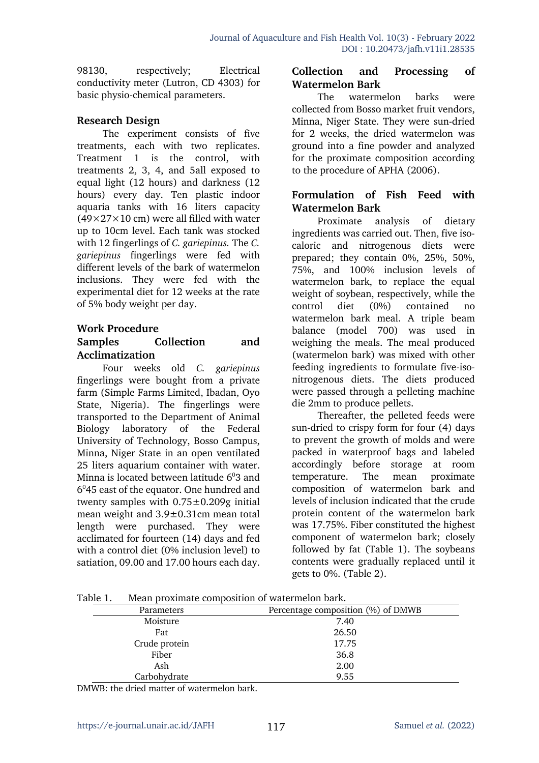98130, respectively; Electrical conductivity meter (Lutron, CD 4303) for basic physio-chemical parameters.

### Research Design

The experiment consists of five treatments, each with two replicates. Treatment 1 is the control, with treatments 2, 3, 4, and 5all exposed to equal light (12 hours) and darkness (12 hours) every day. Ten plastic indoor aquaria tanks with 16 liters capacity (49×27×10 cm) were all filled with water up to 10cm level. Each tank was stocked with 12 fingerlings of *C. gariepinus.* The *C. gariepinus* fingerlings were fed with different levels of the bark of watermelon inclusions. They were fed with the experimental diet for 12 weeks at the rate of 5% body weight per day.

### Work Procedure

### Samples Collection and Acclimatization

Four weeks old *C. gariepinus* fingerlings were bought from a private farm (Simple Farms Limited, Ibadan, Oyo State, Nigeria). The fingerlings were transported to the Department of Animal Biology laboratory of the Federal University of Technology, Bosso Campus, Minna, Niger State in an open ventilated 25 liters aquarium container with water. Minna is located between latitude $6^03$ and $6^045$ east of the equator. One hundred and twenty samples with 0.75±0.209g initial mean weight and 3.9±0.31cm mean total length were purchased. They were acclimated for fourteen (14) days and fed with a control diet (0% inclusion level) to satiation, 09.00 and 17.00 hours each day.

### Collection and Processing of Watermelon Bark

The watermelon barks were collected from Bosso market fruit vendors, Minna, Niger State. They were sun-dried for 2 weeks, the dried watermelon was ground into a fine powder and analyzed for the proximate composition according to the procedure of APHA (2006).

### Formulation of Fish Feed with Watermelon Bark

Proximate analysis of dietary ingredients was carried out. Then, five iso-caloric and nitrogenous diets were prepared; they contain 0%, 25%, 50%, 75%, and 100% inclusion levels of watermelon bark, to replace the equal weight of soybean, respectively, while the control diet (0%) contained no watermelon bark meal. A triple beam balance (model 700) was used in weighing the meals. The meal produced (watermelon bark) was mixed with other feeding ingredients to formulate five-iso-nitrogenous diets. The diets produced were passed through a pelleting machine die 2mm to produce pellets.

Thereafter, the pelleted feeds were sun-dried to crispy form for four (4) days to prevent the growth of molds and were packed in waterproof bags and labeled accordingly before storage at room temperature. The mean proximate composition of watermelon bark and levels of inclusion indicated that the crude protein content of the watermelon bark was 17.75%. Fiber constituted the highest component of watermelon bark; closely followed by fat (Table 1). The soybeans contents were gradually replaced until it gets to 0%. (Table 2).

Table 1. Mean proximate composition of watermelon bark.

| Parameters | Percentage composition (%) of DMWB |
|---|---|
| Moisture | 7.40 |
| Fat | 26.50 |
| Crude protein | 17.75 |
| Fiber | 36.8 |
| Ash | 2.00 |
| Carbohydrate | 9.55 |

DMWB: the dried matter of watermelon bark.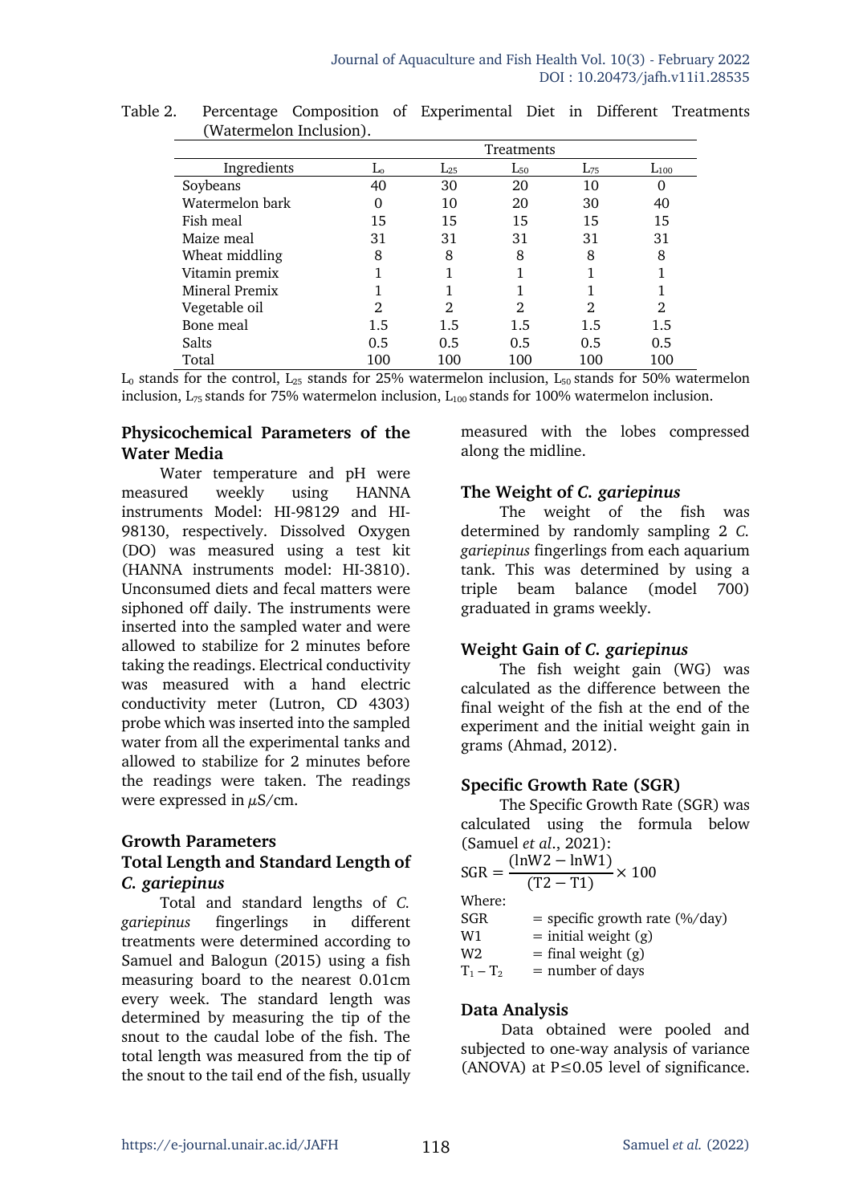Table 2. Percentage Composition of Experimental Diet in Different Treatments (Watermelon Inclusion).

| Ingredients | Treatments | | | | |
|---|---|---|---|---|---|
| | $L_o$ | $L_{25}$ | $L_{50}$ | $L_{75}$ | $L_{100}$ |
| Soybeans | 40 | 30 | 20 | 10 | 0 |
| Watermelon bark | 0 | 10 | 20 | 30 | 40 |
| Fish meal | 15 | 15 | 15 | 15 | 15 |
| Maize meal | 31 | 31 | 31 | 31 | 31 |
| Wheat middling | 8 | 8 | 8 | 8 | 8 |
| Vitamin premix | 1 | 1 | 1 | 1 | 1 |
| Mineral Premix | 1 | 1 | 1 | 1 | 1 |
| Vegetable oil | 2 | 2 | 2 | 2 | 2 |
| Bone meal | 1.5 | 1.5 | 1.5 | 1.5 | 1.5 |
| Salts | 0.5 | 0.5 | 0.5 | 0.5 | 0.5 |
| Total | 100 | 100 | 100 | 100 | 100 |

$L_0$ stands for the control, $L_{25}$ stands for 25% watermelon inclusion, $L_{50}$ stands for 50% watermelon inclusion, $L_{75}$ stands for 75% watermelon inclusion, $L_{100}$ stands for 100% watermelon inclusion.

### Physicochemical Parameters of the Water Media

Water temperature and pH were measured weekly using HANNA instruments Model: HI-98129 and HI-98130, respectively. Dissolved Oxygen (DO) was measured using a test kit (HANNA instruments model: HI-3810). Unconsumed diets and fecal matters were siphoned off daily. The instruments were inserted into the sampled water and were allowed to stabilize for 2 minutes before taking the readings. Electrical conductivity was measured with a hand electric conductivity meter (Lutron, CD 4303) probe which was inserted into the sampled water from all the experimental tanks and allowed to stabilize for 2 minutes before the readings were taken. The readings were expressed in $\mu$S/cm.

### Growth Parameters

### Total Length and Standard Length of *C. gariepinus*

Total and standard lengths of *C. gariepinus* fingerlings in different treatments were determined according to Samuel and Balogun (2015) using a fish measuring board to the nearest 0.01cm every week. The standard length was determined by measuring the tip of the snout to the caudal lobe of the fish. The total length was measured from the tip of the snout to the tail end of the fish, usually measured with the lobes compressed along the midline.

### The Weight of *C. gariepinus*

The weight of the fish was determined by randomly sampling 2 *C. gariepinus* fingerlings from each aquarium tank. This was determined by using a triple beam balance (model 700) graduated in grams weekly.

### Weight Gain of *C. gariepinus*

The fish weight gain (WG) was calculated as the difference between the final weight of the fish at the end of the experiment and the initial weight gain in grams (Ahmad, 2012).

### Specific Growth Rate (SGR)

The Specific Growth Rate (SGR) was calculated using the formula below (Samuel *et al*., 2021):

$$SGR = \frac{(\ln W2 - \ln W1)}{(T2 - T1)} \times 100$$

Where:

SGR = specific growth rate (%/day)
W1 = initial weight (g)
W2 = final weight (g)
$T_1 - T_2$ = number of days

### Data Analysis

Data obtained were pooled and subjected to one-way analysis of variance (ANOVA) at $P \leq 0.05$ level of significance.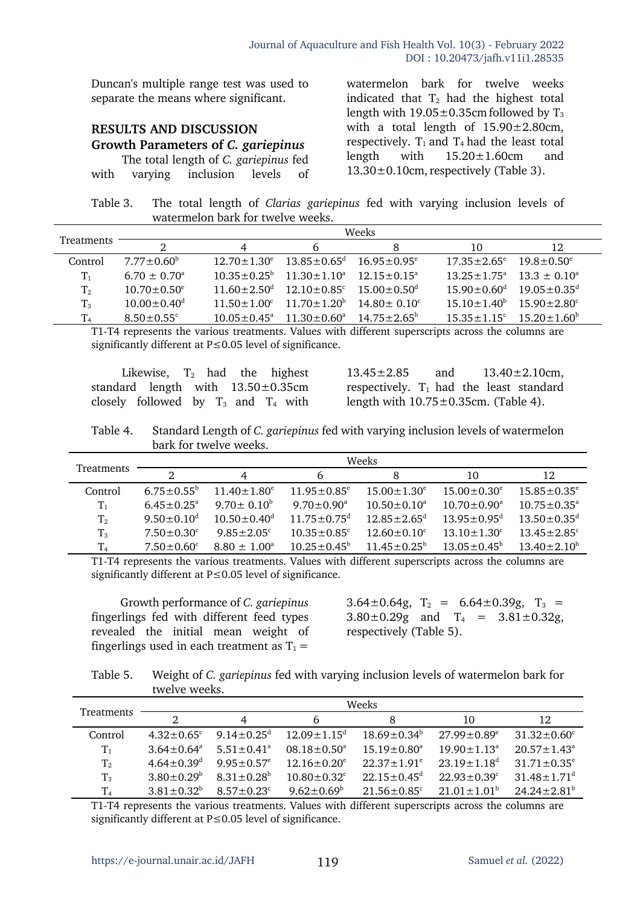Duncan's multiple range test was used to separate the means where significant.

## RESULTS AND DISCUSSION

### Growth Parameters of *C. gariepinus*

The total length of *C. gariepinus* fed with varying inclusion levels of watermelon bark for twelve weeks indicated that $T_2$ had the highest total length with 19.05±0.35cm followed by $T_3$ with a total length of 15.90±2.80cm, respectively. $T_1$ and $T_4$ had the least total length with 15.20±1.60cm and 13.30±0.10cm, respectively (Table 3).

Table 3. The total length of *Clarias gariepinus* fed with varying inclusion levels of watermelon bark for twelve weeks.

| Treatments | Weeks | | | | | |
|---|---|---|---|---|---|---|
| | 2 | 4 | 6 | 8 | 10 | 12 |
| Control | 7.77±0.60$^{b}$ | 12.70±1.30$^{e}$ | 13.85±0.65$^{d}$ | 16.95±0.95$^{e}$ | 17.35±2.65$^{e}$ | 19.8±0.50$^{e}$ |
| $T_1$ | 6.70 ± 0.70$^{a}$ | 10.35±0.25$^{b}$ | 11.30±1.10$^{a}$ | 12.15±0.15$^{a}$ | 13.25±1.75$^{a}$ | 13.3 ± 0.10$^{a}$ |
| $T_2$ | 10.70±0.50$^{e}$ | 11.60±2.50$^{d}$ | 12.10±0.85$^{c}$ | 15.00±0.50$^{d}$ | 15.90±0.60$^{d}$ | 19.05±0.35$^{d}$ |
| $T_3$ | 10.00±0.40$^{d}$ | 11.50±1.00$^{c}$ | 11.70±1.20$^{b}$ | 14.80± 0.10$^{c}$ | 15.10±1.40$^{b}$ | 15.90±2.80$^{c}$ |
| $T_4$ | 8.50±0.55$^{c}$ | 10.05±0.45$^{a}$ | 11.30±0.60$^{a}$ | 14.75±2.65$^{b}$ | 15.35±1.15$^{c}$ | 15.20±1.60$^{b}$ |

T1-T4 represents the various treatments. Values with different superscripts across the columns are significantly different at P≤0.05 level of significance.

Likewise, $T_2$ had the highest standard length with 13.50±0.35cm closely followed by $T_3$ and $T_4$ with 13.45±2.85 and 13.40±2.10cm, respectively. $T_1$ had the least standard length with 10.75±0.35cm. (Table 4).

Table 4. Standard Length of *C. gariepinus* fed with varying inclusion levels of watermelon bark for twelve weeks.

| Treatments | Weeks | | | | | |
|---|---|---|---|---|---|---|
| | 2 | 4 | 6 | 8 | 10 | 12 |
| Control | 6.75±0.55$^{b}$ | 11.40±1.80$^{e}$ | 11.95±0.85$^{e}$ | 15.00±1.30$^{e}$ | 15.00±0.30$^{e}$ | 15.85±0.35$^{e}$ |
| $T_1$ | 6.45±0.25$^{a}$ | 9.70± 0.10$^{b}$ | 9.70±0.90$^{a}$ | 10.50±0.10$^{a}$ | 10.70±0.90$^{a}$ | 10.75±0.35$^{a}$ |
| $T_2$ | 9.50±0.10$^{d}$ | 10.50±0.40$^{d}$ | 11.75±0.75$^{d}$ | 12.85±2.65$^{d}$ | 13.95±0.95$^{d}$ | 13.50±0.35$^{d}$ |
| $T_3$ | 7.50±0.30$^{c}$ | 9.85±2.05$^{c}$ | 10.35±0.85$^{c}$ | 12.60±0.10$^{c}$ | 13.10±1.30$^{c}$ | 13.45±2.85$^{c}$ |
| $T_4$ | 7.50±0.60$^{c}$ | 8.80 ± 1.00$^{a}$ | 10.25±0.45$^{b}$ | 11.45±0.25$^{b}$ | 13.05±0.45$^{b}$ | 13.40±2.10$^{b}$ |

T1-T4 represents the various treatments. Values with different superscripts across the columns are significantly different at P≤0.05 level of significance.

Growth performance of *C. gariepinus* fingerlings fed with different feed types revealed the initial mean weight of fingerlings used in each treatment as $T_1$ = 3.64±0.64g, $T_2$ = 6.64±0.39g, $T_3$ = 3.80±0.29g and $T_4$ = 3.81±0.32g, respectively (Table 5).

Table 5. Weight of *C. gariepinus* fed with varying inclusion levels of watermelon bark for twelve weeks.

| Treatments | Weeks | | | | | |
|---|---|---|---|---|---|---|
| | 2 | 4 | 6 | 8 | 10 | 12 |
| Control | 4.32±0.65$^{c}$ | 9.14±0.25$^{d}$ | 12.09±1.15$^{d}$ | 18.69±0.34$^{b}$ | 27.99±0.89$^{e}$ | 31.32±0.60$^{c}$ |
| $T_1$ | 3.64±0.64$^{a}$ | 5.51±0.41$^{a}$ | 08.18±0.50$^{a}$ | 15.19±0.80$^{a}$ | 19.90±1.13$^{a}$ | 20.57±1.43$^{a}$ |
| $T_2$ | 4.64±0.39$^{d}$ | 9.95±0.57$^{e}$ | 12.16±0.20$^{e}$ | 22.37±1.91$^{e}$ | 23.19±1.18$^{d}$ | 31.71±0.35$^{e}$ |
| $T_3$ | 3.80±0.29$^{b}$ | 8.31±0.28$^{b}$ | 10.80±0.32$^{c}$ | 22.15±0.45$^{d}$ | 22.93±0.39$^{c}$ | 31.48±1.71$^{d}$ |
| $T_4$ | 3.81±0.32$^{b}$ | 8.57±0.23$^{c}$ | 9.62±0.69$^{b}$ | 21.56±0.85$^{c}$ | 21.01±1.01$^{b}$ | 24.24±2.81$^{b}$ |

T1-T4 represents the various treatments. Values with different superscripts across the columns are significantly different at P≤0.05 level of significance.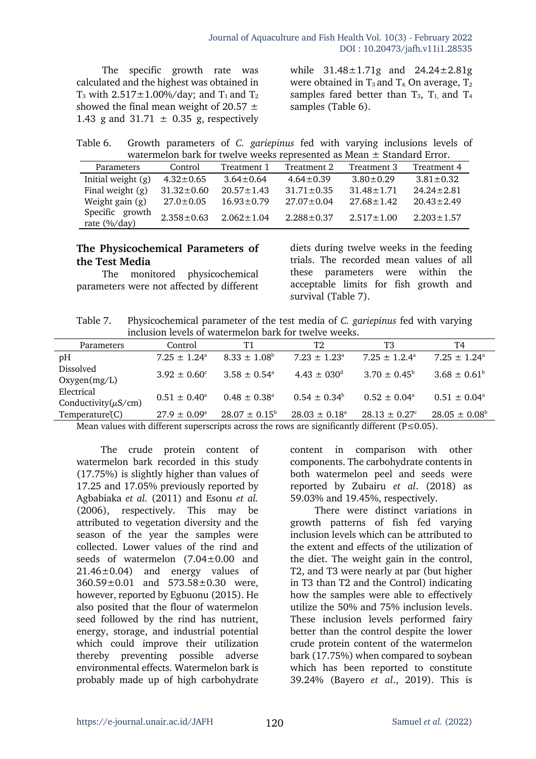The specific growth rate was calculated and the highest was obtained in $T_3$ with 2.517±1.00%/day; and $T_1$ and $T_2$ showed the final mean weight of 20.57 ± 1.43 g and 31.71 ± 0.35 g, respectively while 31.48±1.71g and 24.24±2.81g were obtained in $T_3$ and $T_4$. On average, $T_2$ samples fared better than $T_3$, $T_1$, and $T_4$ samples (Table 6).

Table 6. Growth parameters of *C. gariepinus* fed with varying inclusions levels of watermelon bark for twelve weeks represented as Mean ± Standard Error.

| Parameters | Control | Treatment 1 | Treatment 2 | Treatment 3 | Treatment 4 |
|---|---|---|---|---|---|
| Initial weight (g) | 4.32±0.65 | 3.64±0.64 | 4.64±0.39 | 3.80±0.29 | 3.81±0.32 |
| Final weight (g) | 31.32±0.60 | 20.57±1.43 | 31.71±0.35 | 31.48±1.71 | 24.24±2.81 |
| Weight gain (g) | 27.0±0.05 | 16.93±0.79 | 27.07±0.04 | 27.68±1.42 | 20.43±2.49 |
| Specific growth rate (%/day) | 2.358±0.63 | 2.062±1.04 | 2.288±0.37 | 2.517±1.00 | 2.203±1.57 |

## The Physicochemical Parameters of the Test Media

The monitored physicochemical parameters were not affected by different diets during twelve weeks in the feeding trials. The recorded mean values of all these parameters were within the acceptable limits for fish growth and survival (Table 7).

Table 7. Physicochemical parameter of the test media of *C. gariepinus* fed with varying inclusion levels of watermelon bark for twelve weeks.

| Parameters | Control | T1 | T2 | T3 | T4 |
|---|---|---|---|---|---|
| pH | 7.25 ± 1.24[a] | 8.33 ± 1.08[b] | 7.23 ± 1.23[a] | 7.25 ± 1.2.4[a] | 7.25 ± 1.24[a] |
| Dissolved Oxygen(mg/L) | 3.92 ± 0.60[c] | 3.58 ± 0.54[a] | 4.43 ± 030[d] | 3.70 ± 0.45[b] | 3.68 ± 0.61[b] |
| Electrical Conductivity($\mu$S/cm) | 0.51 ± 0.40[a] | 0.48 ± 0.38[a] | 0.54 ± 0.34[b] | 0.52 ± 0.04[a] | 0.51 ± 0.04[a] |
| Temperature(̊C) | 27.9 ± 0.09[a] | 28.07 ± 0.15[b] | 28.03 ± 0.18[a] | 28.13 ± 0.27[c] | 28.05 ± 0.08[b] |

Mean values with different superscripts across the rows are significantly different (P≤0.05).

The crude protein content of watermelon bark recorded in this study (17.75%) is slightly higher than values of 17.25 and 17.05% previously reported by Agbabiaka *et al.* (2011) and Esonu *et al.* (2006), respectively. This may be attributed to vegetation diversity and the season of the year the samples were collected. Lower values of the rind and seeds of watermelon (7.04±0.00 and 21.46±0.04) and energy values of 360.59±0.01 and 573.58±0.30 were, however, reported by Egbuonu (2015). He also posited that the flour of watermelon seed followed by the rind has nutrient, energy, storage, and industrial potential which could improve their utilization thereby preventing possible adverse environmental effects. Watermelon bark is probably made up of high carbohydrate content in comparison with other components. The carbohydrate contents in both watermelon peel and seeds were reported by Zubairu *et al*. (2018) as 59.03% and 19.45%, respectively.

There were distinct variations in growth patterns of fish fed varying inclusion levels which can be attributed to the extent and effects of the utilization of the diet. The weight gain in the control, T2, and T3 were nearly at par (but higher in T3 than T2 and the Control) indicating how the samples were able to effectively utilize the 50% and 75% inclusion levels. These inclusion levels performed fairy better than the control despite the lower crude protein content of the watermelon bark (17.75%) when compared to soybean which has been reported to constitute 39.24% (Bayero *et al*., 2019). This is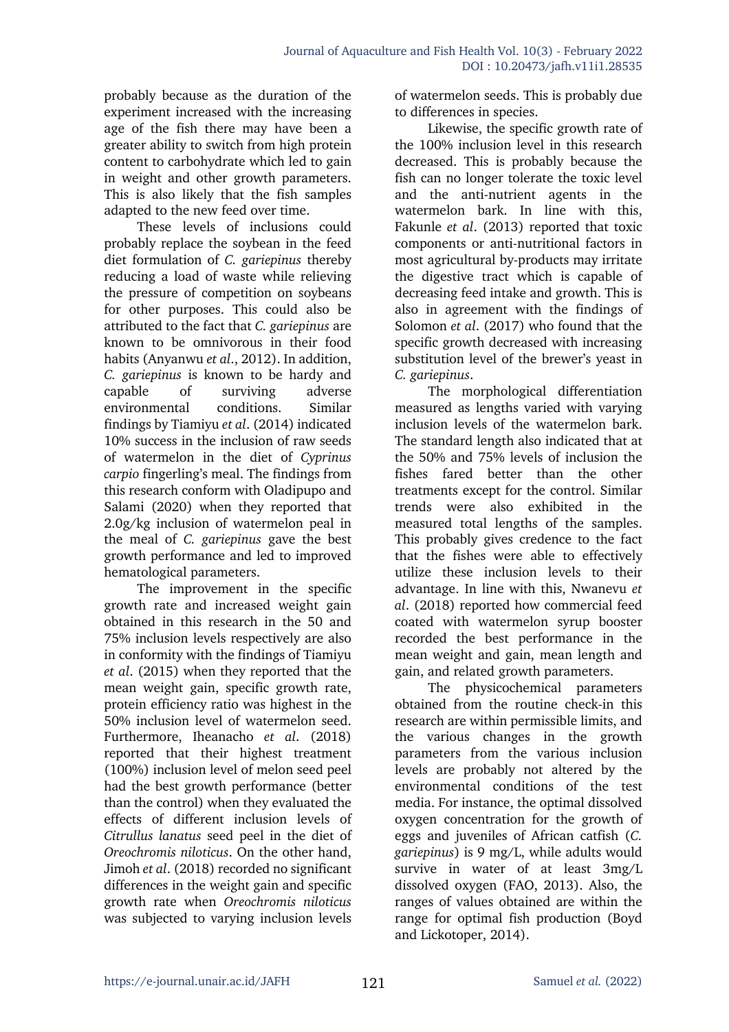probably because as the duration of the experiment increased with the increasing age of the fish there may have been a greater ability to switch from high protein content to carbohydrate which led to gain in weight and other growth parameters. This is also likely that the fish samples adapted to the new feed over time.

These levels of inclusions could probably replace the soybean in the feed diet formulation of *C. gariepinus* thereby reducing a load of waste while relieving the pressure of competition on soybeans for other purposes. This could also be attributed to the fact that *C. gariepinus* are known to be omnivorous in their food habits (Anyanwu *et al*., 2012). In addition, *C. gariepinus* is known to be hardy and capable of surviving adverse environmental conditions. Similar findings by Tiamiyu *et al*. (2014) indicated 10% success in the inclusion of raw seeds of watermelon in the diet of *Cyprinus carpio* fingerling's meal. The findings from this research conform with Oladipupo and Salami (2020) when they reported that 2.0g/kg inclusion of watermelon peal in the meal of *C. gariepinus* gave the best growth performance and led to improved hematological parameters.

The improvement in the specific growth rate and increased weight gain obtained in this research in the 50 and 75% inclusion levels respectively are also in conformity with the findings of Tiamiyu *et al*. (2015) when they reported that the mean weight gain, specific growth rate, protein efficiency ratio was highest in the 50% inclusion level of watermelon seed. Furthermore, Iheanacho *et al*. (2018) reported that their highest treatment (100%) inclusion level of melon seed peel had the best growth performance (better than the control) when they evaluated the effects of different inclusion levels of *Citrullus lanatus* seed peel in the diet of *Oreochromis niloticus*. On the other hand, Jimoh *et al*. (2018) recorded no significant differences in the weight gain and specific growth rate when *Oreochromis niloticus* was subjected to varying inclusion levels of watermelon seeds. This is probably due to differences in species.

Likewise, the specific growth rate of the 100% inclusion level in this research decreased. This is probably because the fish can no longer tolerate the toxic level and the anti-nutrient agents in the watermelon bark. In line with this, Fakunle *et al*. (2013) reported that toxic components or anti-nutritional factors in most agricultural by-products may irritate the digestive tract which is capable of decreasing feed intake and growth. This is also in agreement with the findings of Solomon *et al*. (2017) who found that the specific growth decreased with increasing substitution level of the brewer's yeast in *C. gariepinus*.

The morphological differentiation measured as lengths varied with varying inclusion levels of the watermelon bark. The standard length also indicated that at the 50% and 75% levels of inclusion the fishes fared better than the other treatments except for the control. Similar trends were also exhibited in the measured total lengths of the samples. This probably gives credence to the fact that the fishes were able to effectively utilize these inclusion levels to their advantage. In line with this, Nwanevu *et al*. (2018) reported how commercial feed coated with watermelon syrup booster recorded the best performance in the mean weight and gain, mean length and gain, and related growth parameters.

The physicochemical parameters obtained from the routine check-in this research are within permissible limits, and the various changes in the growth parameters from the various inclusion levels are probably not altered by the environmental conditions of the test media. For instance, the optimal dissolved oxygen concentration for the growth of eggs and juveniles of African catfish (*C. gariepinus*) is 9 mg/L, while adults would survive in water of at least 3mg/L dissolved oxygen (FAO, 2013). Also, the ranges of values obtained are within the range for optimal fish production (Boyd and Lickotoper, 2014).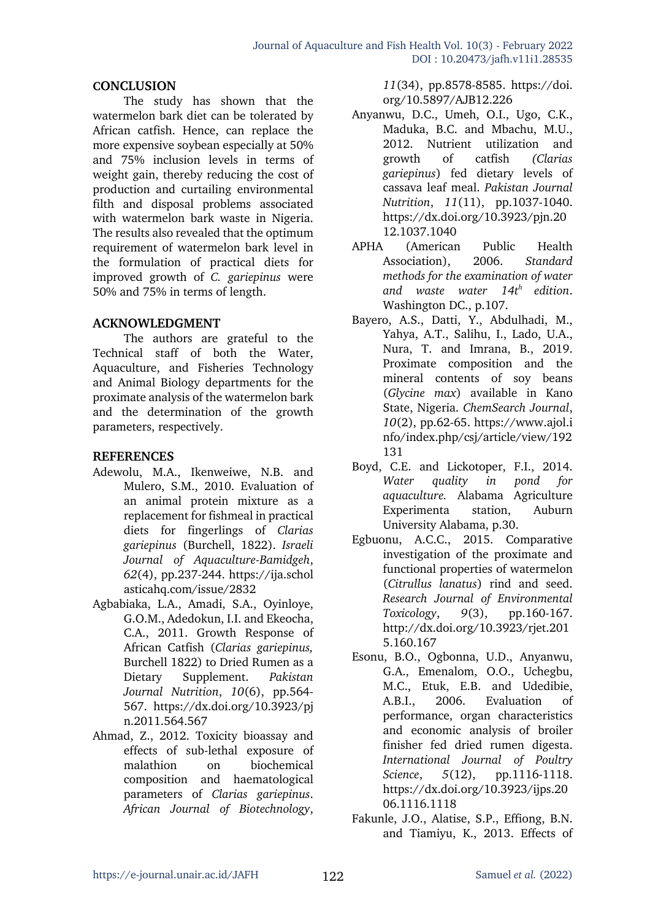## CONCLUSION

The study has shown that the watermelon bark diet can be tolerated by African catfish. Hence, can replace the more expensive soybean especially at 50% and 75% inclusion levels in terms of weight gain, thereby reducing the cost of production and curtailing environmental filth and disposal problems associated with watermelon bark waste in Nigeria. The results also revealed that the optimum requirement of watermelon bark level in the formulation of practical diets for improved growth of *C. gariepinus* were 50% and 75% in terms of length.

## ACKNOWLEDGMENT

The authors are grateful to the Technical staff of both the Water, Aquaculture, and Fisheries Technology and Animal Biology departments for the proximate analysis of the watermelon bark and the determination of the growth parameters, respectively.

## REFERENCES

Adewolu, M.A., Ikenweiwe, N.B. and Mulero, S.M., 2010. Evaluation of an animal protein mixture as a replacement for fishmeal in practical diets for fingerlings of *Clarias gariepinus* (Burchell, 1822). *Israeli Journal of Aquaculture-Bamidgeh*, *62*(4), pp.237-244. https://ija.scholasticahq.com/issue/2832

Agbabiaka, L.A., Amadi, S.A., Oyinloye, G.O.M., Adedokun, I.I. and Ekeocha, C.A., 2011. Growth Response of African Catfish (*Clarias gariepinus,* Burchell 1822) to Dried Rumen as a Dietary Supplement. *Pakistan Journal Nutrition*, *10*(6), pp.564-567. https://dx.doi.org/10.3923/pjn.2011.564.567

Ahmad, Z., 2012. Toxicity bioassay and effects of sub-lethal exposure of malathion on biochemical composition and haematological parameters of *Clarias gariepinus*. *African Journal of Biotechnology*, *11*(34), pp.8578-8585. https://doi.org/10.5897/AJB12.226

Anyanwu, D.C., Umeh, O.I., Ugo, C.K., Maduka, B.C. and Mbachu, M.U., 2012. Nutrient utilization and growth of catfish *(Clarias gariepinus*) fed dietary levels of cassava leaf meal. *Pakistan Journal Nutrition*, *11*(11), pp.1037-1040. https://dx.doi.org/10.3923/pjn.2012.1037.1040

APHA (American Public Health Association), 2006. *Standard methods for the examination of water and waste water 14th edition*. Washington DC., p.107.

Bayero, A.S., Datti, Y., Abdulhadi, M., Yahya, A.T., Salihu, I., Lado, U.A., Nura, T. and Imrana, B., 2019. Proximate composition and the mineral contents of soy beans (*Glycine max*) available in Kano State, Nigeria. *ChemSearch Journal*, *10*(2), pp.62-65. https://www.ajol.info/index.php/csj/article/view/192131

Boyd, C.E. and Lickotoper, F.I., 2014. *Water quality in pond for aquaculture.* Alabama Agriculture Experimenta station, Auburn University Alabama, p.30.

Egbuonu, A.C.C., 2015. Comparative investigation of the proximate and functional properties of watermelon (*Citrullus lanatus*) rind and seed. *Research Journal of Environmental Toxicology*, *9*(3), pp.160-167. http://dx.doi.org/10.3923/rjet.2015.160.167

Esonu, B.O., Ogbonna, U.D., Anyanwu, G.A., Emenalom, O.O., Uchegbu, M.C., Etuk, E.B. and Udedibie, A.B.I., 2006. Evaluation of performance, organ characteristics and economic analysis of broiler finisher fed dried rumen digesta. *International Journal of Poultry Science*, *5*(12), pp.1116-1118. https://dx.doi.org/10.3923/ijps.2006.1116.1118

Fakunle, J.O., Alatise, S.P., Effiong, B.N. and Tiamiyu, K., 2013. Effects of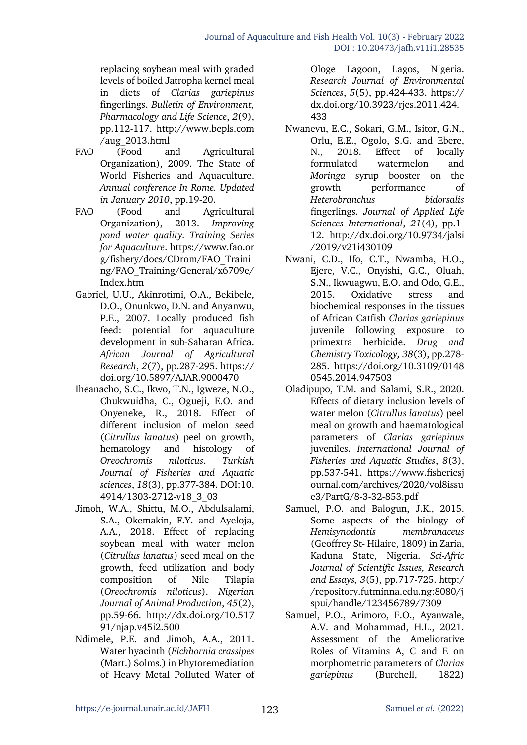replacing soybean meal with graded levels of boiled Jatropha kernel meal in diets of *Clarias gariepinus* fingerlings. *Bulletin of Environment, Pharmacology and Life Science*, *2*(9), pp.112-117. http://www.bepls.com/aug_2013.html

FAO (Food and Agricultural Organization), 2009. The State of World Fisheries and Aquaculture. *Annual conference In Rome. Updated in January 2010*, pp.19-20.

FAO (Food and Agricultural Organization), 2013. *Improving pond water quality. Training Series for Aquaculture*. https://www.fao.org/fishery/docs/CDrom/FAO_Training/FAO_Training/General/x6709e/Index.htm

Gabriel, U.U., Akinrotimi, O.A., Bekibele, D.O., Onunkwo, D.N. and Anyanwu, P.E., 2007. Locally produced fish feed: potential for aquaculture development in sub-Saharan Africa. *African Journal of Agricultural Research*, *2*(7), pp.287-295. https://doi.org/10.5897/AJAR.9000470

Iheanacho, S.C., Ikwo, T.N., Igweze, N.O., Chukwuidha, C., Ogueji, E.O. and Onyeneke, R., 2018. Effect of different inclusion of melon seed (*Citrullus lanatus*) peel on growth, hematology and histology of *Oreochromis niloticus*. *Turkish Journal of Fisheries and Aquatic sciences*, *18*(3), pp.377-384. DOI:10.4914/1303-2712-v18_3_03

Jimoh, W.A., Shittu, M.O., Abdulsalami, S.A., Okemakin, F.Y. and Ayeloja, A.A., 2018. Effect of replacing soybean meal with water melon (*Citrullus lanatus*) seed meal on the growth, feed utilization and body composition of Nile Tilapia (*Oreochromis niloticus*). *Nigerian Journal of Animal Production*, *45*(2), pp.59-66. http://dx.doi.org/10.51791/njap.v45i2.500

Ndimele, P.E. and Jimoh, A.A., 2011. Water hyacinth (*Eichhornia crassipes* (Mart.) Solms.) in Phytoremediation of Heavy Metal Polluted Water of Ologe Lagoon, Lagos, Nigeria. *Research Journal of Environmental Sciences*, *5*(5), pp.424-433. https://dx.doi.org/10.3923/rjes.2011.424.433

Nwanevu, E.C., Sokari, G.M., Isitor, G.N., Orlu, E.E., Ogolo, S.G. and Ebere, N., 2018. Effect of locally formulated watermelon and *Moringa* syrup booster on the growth performance of *Heterobranchus bidorsalis* fingerlings. *Journal of Applied Life Sciences International*, *21*(4), pp.1-12. http://dx.doi.org/10.9734/jalsi/2019/v21i430109

Nwani, C.D., Ifo, C.T., Nwamba, H.O., Ejere, V.C., Onyishi, G.C., Oluah, S.N., Ikwuagwu, E.O. and Odo, G.E., 2015. Oxidative stress and biochemical responses in the tissues of African Catfish *Clarias gariepinus* juvenile following exposure to primextra herbicide. *Drug and Chemistry Toxicology, 38*(3), pp.278-285. https://doi.org/10.3109/01480545.2014.947503

Oladipupo, T.M. and Salami, S.R., 2020. Effects of dietary inclusion levels of water melon (*Citrullus lanatus*) peel meal on growth and haematological parameters of *Clarias gariepinus* juveniles. *International Journal of Fisheries and Aquatic Studies*, *8*(3), pp.537-541. https://www.fisheriesjournal.com/archives/2020/vol8issue3/PartG/8-3-32-853.pdf

Samuel, P.O. and Balogun, J.K., 2015. Some aspects of the biology of *Hemisynodontis membranaceus* (Geoffrey St- Hilaire, 1809) in Zaria, Kaduna State, Nigeria. *Sci-Afric Journal of Scientific Issues, Research and Essays, 3*(5), pp.717-725. http://repository.futminna.edu.ng:8080/jspui/handle/123456789/7309

Samuel, P.O., Arimoro, F.O., Ayanwale, A.V. and Mohammad, H.L., 2021. Assessment of the Ameliorative Roles of Vitamins A, C and E on morphometric parameters of *Clarias gariepinus* (Burchell, 1822)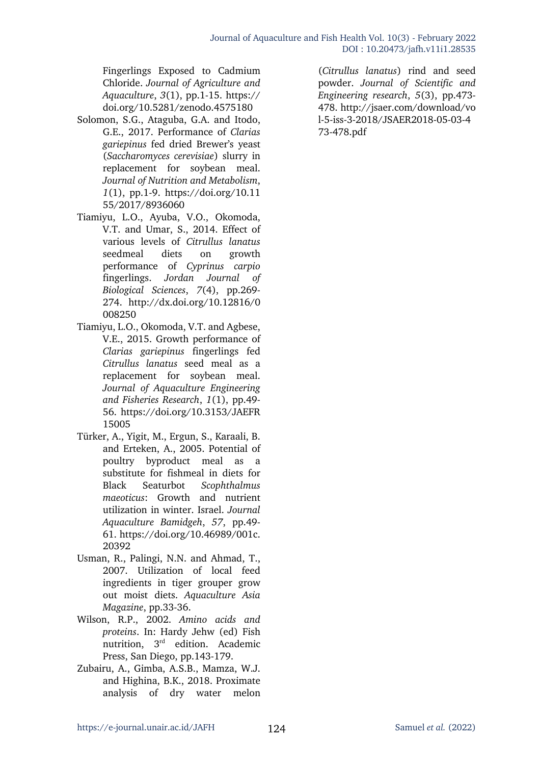Fingerlings Exposed to Cadmium Chloride. *Journal of Agriculture and Aquaculture*, *3*(1), pp.1-15. https://doi.org/10.5281/zenodo.4575180

Solomon, S.G., Ataguba, G.A. and Itodo, G.E., 2017. Performance of *Clarias gariepinus* fed dried Brewer's yeast (*Saccharomyces cerevisiae*) slurry in replacement for soybean meal. *Journal of Nutrition and Metabolism*, *1*(1), pp.1-9. https://doi.org/10.1155/2017/8936060

Tiamiyu, L.O., Ayuba, V.O., Okomoda, V.T. and Umar, S., 2014. Effect of various levels of *Citrullus lanatus* seedmeal diets on growth performance of *Cyprinus carpio* fingerlings. *Jordan Journal of Biological Sciences*, *7*(4), pp.269-274. http://dx.doi.org/10.12816/0008250

Tiamiyu, L.O., Okomoda, V.T. and Agbese, V.E., 2015. Growth performance of *Clarias gariepinus* fingerlings fed *Citrullus lanatus* seed meal as a replacement for soybean meal. *Journal of Aquaculture Engineering and Fisheries Research*, *1*(1), pp.49-56. https://doi.org/10.3153/JAEFR15005

Türker, A., Yigit, M., Ergun, S., Karaali, B. and Erteken, A., 2005. Potential of poultry byproduct meal as a substitute for fishmeal in diets for Black Seaturbot *Scophthalmus maeoticus*: Growth and nutrient utilization in winter. Israel. *Journal Aquaculture Bamidgeh*, *57*, pp.49-61. https://doi.org/10.46989/001c.20392

Usman, R., Palingi, N.N. and Ahmad, T., 2007. Utilization of local feed ingredients in tiger grouper grow out moist diets. *Aquaculture Asia Magazine*, pp.33-36.

Wilson, R.P., 2002. *Amino acids and proteins*. In: Hardy Jehw (ed) Fish nutrition, 3rd edition. Academic Press, San Diego, pp.143-179.

Zubairu, A., Gimba, A.S.B., Mamza, W.J. and Highina, B.K., 2018. Proximate analysis of dry water melon (*Citrullus lanatus*) rind and seed powder. *Journal of Scientific and Engineering research*, *5*(3), pp.473-478. http://jsaer.com/download/vol-5-iss-3-2018/JSAER2018-05-03-473-478.pdf